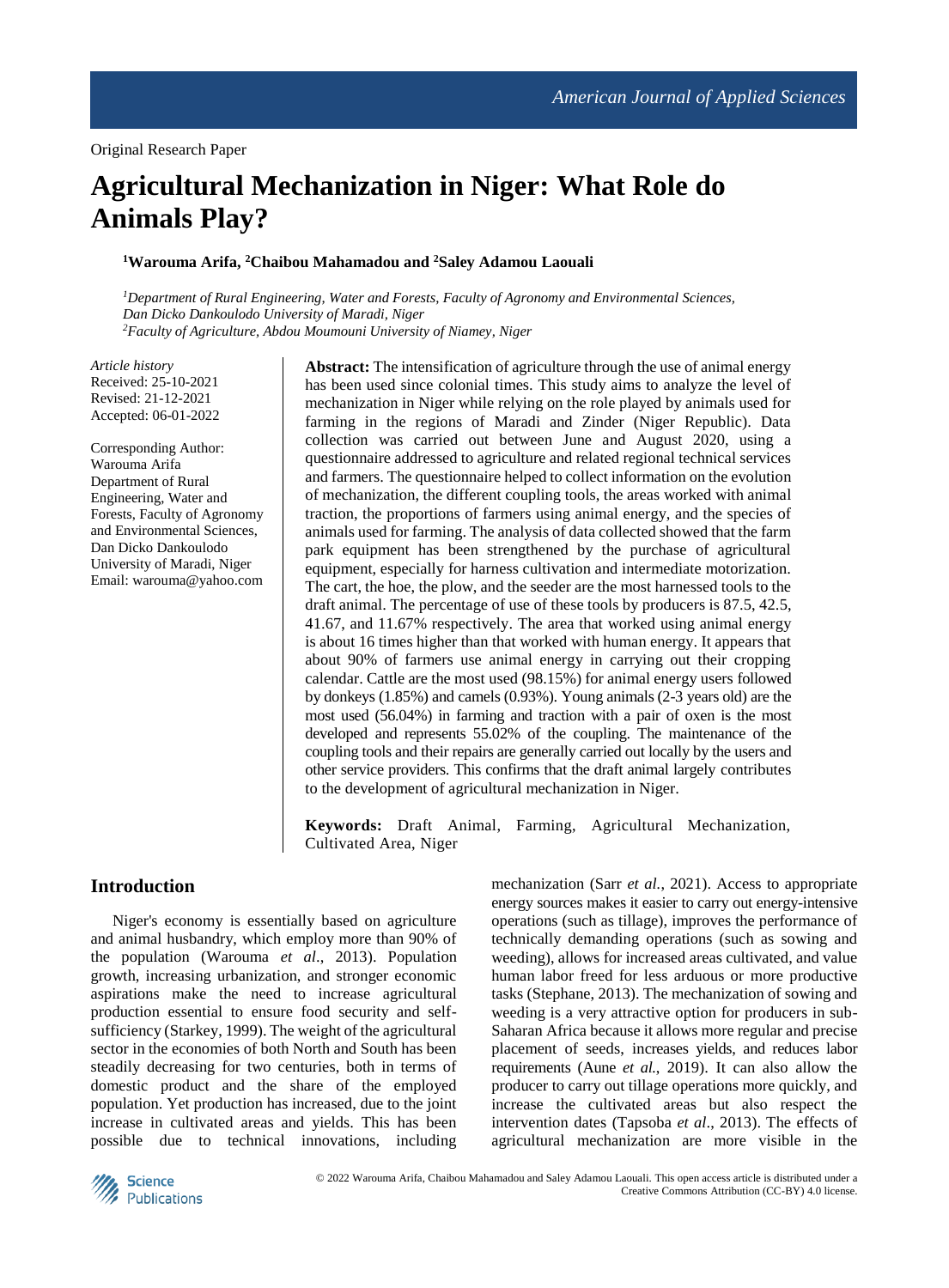Original Research Paper

# Agricultural Mechanization in Niger: What Role do Animals Play?

**[1]Warouma Arifa, [2]Chaibou Mahamadou and [2]Saley Adamou Laouali**

*[1]Department of Rural Engineering, Water and Forests, Faculty of Agronomy and Environmental Sciences, Dan Dicko Dankoulodo University of Maradi, Niger*
*[2]Faculty of Agriculture, Abdou Moumouni University of Niamey, Niger*

*Article history*
Received: 25-10-2021
Revised: 21-12-2021
Accepted: 06-01-2022

Corresponding Author:
Warouma Arifa
Department of Rural Engineering, Water and Forests, Faculty of Agronomy and Environmental Sciences, Dan Dicko Dankoulodo University of Maradi, Niger
Email: warouma@yahoo.com

**Abstract:** The intensification of agriculture through the use of animal energy has been used since colonial times. This study aims to analyze the level of mechanization in Niger while relying on the role played by animals used for farming in the regions of Maradi and Zinder (Niger Republic). Data collection was carried out between June and August 2020, using a questionnaire addressed to agriculture and related regional technical services and farmers. The questionnaire helped to collect information on the evolution of mechanization, the different coupling tools, the areas worked with animal traction, the proportions of farmers using animal energy, and the species of animals used for farming. The analysis of data collected showed that the farm park equipment has been strengthened by the purchase of agricultural equipment, especially for harness cultivation and intermediate motorization. The cart, the hoe, the plow, and the seeder are the most harnessed tools to the draft animal. The percentage of use of these tools by producers is 87.5, 42.5, 41.67, and 11.67% respectively. The area that worked using animal energy is about 16 times higher than that worked with human energy. It appears that about 90% of farmers use animal energy in carrying out their cropping calendar. Cattle are the most used (98.15%) for animal energy users followed by donkeys (1.85%) and camels (0.93%). Young animals (2-3 years old) are the most used (56.04%) in farming and traction with a pair of oxen is the most developed and represents 55.02% of the coupling. The maintenance of the coupling tools and their repairs are generally carried out locally by the users and other service providers. This confirms that the draft animal largely contributes to the development of agricultural mechanization in Niger.

**Keywords:** Draft Animal, Farming, Agricultural Mechanization, Cultivated Area, Niger

## Introduction

Niger's economy is essentially based on agriculture and animal husbandry, which employ more than 90% of the population (Warouma *et al*., 2013). Population growth, increasing urbanization, and stronger economic aspirations make the need to increase agricultural production essential to ensure food security and self-sufficiency (Starkey, 1999). The weight of the agricultural sector in the economies of both North and South has been steadily decreasing for two centuries, both in terms of domestic product and the share of the employed population. Yet production has increased, due to the joint increase in cultivated areas and yields. This has been possible due to technical innovations, including mechanization (Sarr *et al.*, 2021). Access to appropriate energy sources makes it easier to carry out energy-intensive operations (such as tillage), improves the performance of technically demanding operations (such as sowing and weeding), allows for increased areas cultivated, and value human labor freed for less arduous or more productive tasks (Stephane, 2013). The mechanization of sowing and weeding is a very attractive option for producers in sub-Saharan Africa because it allows more regular and precise placement of seeds, increases yields, and reduces labor requirements (Aune *et al.*, 2019). It can also allow the producer to carry out tillage operations more quickly, and increase the cultivated areas but also respect the intervention dates (Tapsoba *et al*., 2013). The effects of agricultural mechanization are more visible in the

© 2022 Warouma Arifa, Chaibou Mahamadou and Saley Adamou Laouali. This open access article is distributed under a Creative Commons Attribution (CC-BY) 4.0 license.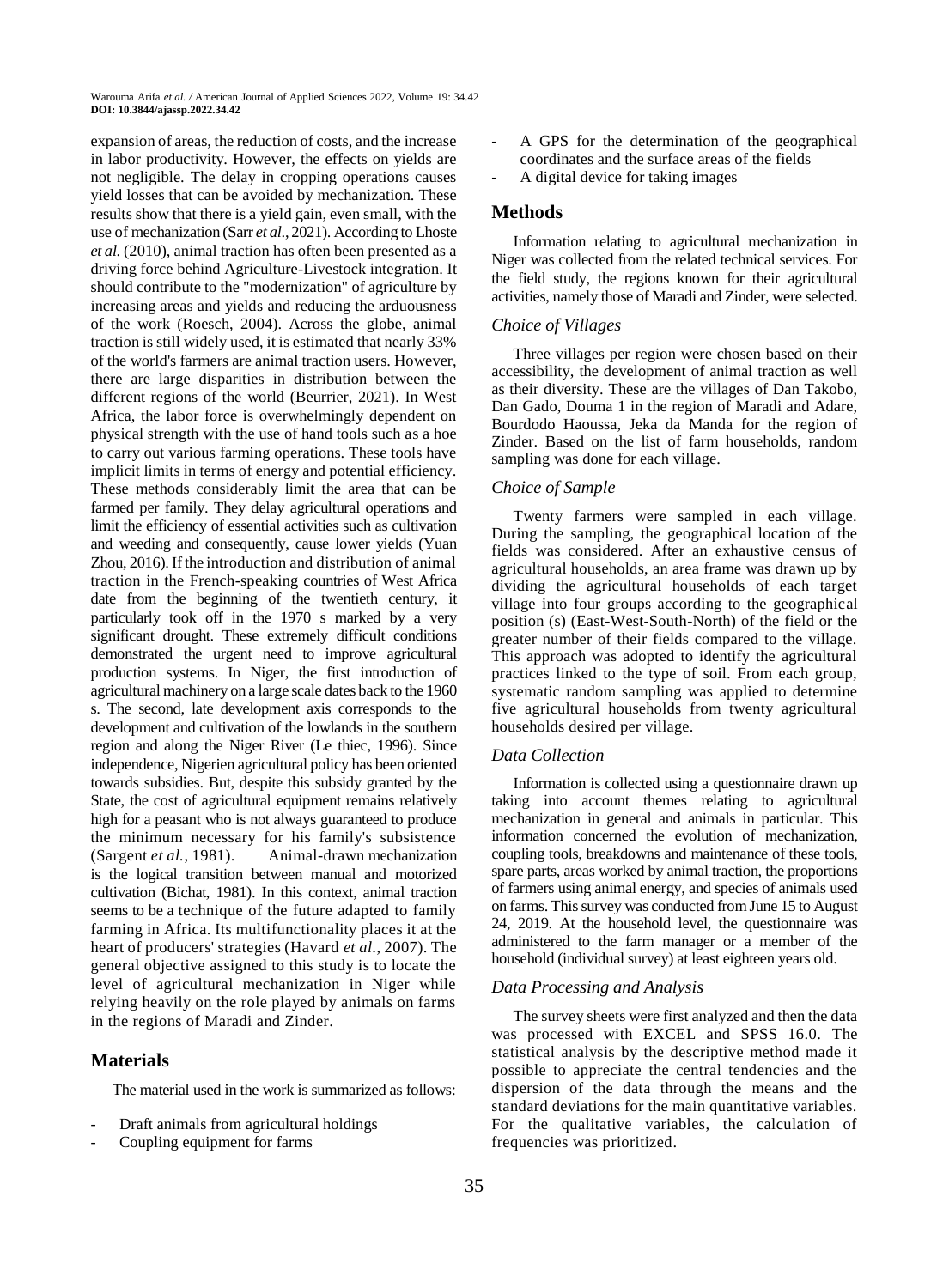expansion of areas, the reduction of costs, and the increase in labor productivity. However, the effects on yields are not negligible. The delay in cropping operations causes yield losses that can be avoided by mechanization. These results show that there is a yield gain, even small, with the use of mechanization (Sarr *et al*., 2021). According to Lhoste *et al.* (2010), animal traction has often been presented as a driving force behind Agriculture-Livestock integration. It should contribute to the "modernization" of agriculture by increasing areas and yields and reducing the arduousness of the work (Roesch, 2004). Across the globe, animal traction is still widely used, it is estimated that nearly 33% of the world's farmers are animal traction users. However, there are large disparities in distribution between the different regions of the world (Beurrier, 2021). In West Africa, the labor force is overwhelmingly dependent on physical strength with the use of hand tools such as a hoe to carry out various farming operations. These tools have implicit limits in terms of energy and potential efficiency. These methods considerably limit the area that can be farmed per family. They delay agricultural operations and limit the efficiency of essential activities such as cultivation and weeding and consequently, cause lower yields (Yuan Zhou, 2016). If the introduction and distribution of animal traction in the French-speaking countries of West Africa date from the beginning of the twentieth century, it particularly took off in the 1970 s marked by a very significant drought. These extremely difficult conditions demonstrated the urgent need to improve agricultural production systems. In Niger, the first introduction of agricultural machinery on a large scale dates back to the 1960 s. The second, late development axis corresponds to the development and cultivation of the lowlands in the southern region and along the Niger River (Le thiec, 1996). Since independence, Nigerien agricultural policy has been oriented towards subsidies. But, despite this subsidy granted by the State, the cost of agricultural equipment remains relatively high for a peasant who is not always guaranteed to produce the minimum necessary for his family's subsistence (Sargent *et al.*, 1981). Animal-drawn mechanization is the logical transition between manual and motorized cultivation (Bichat, 1981). In this context, animal traction seems to be a technique of the future adapted to family farming in Africa. Its multifunctionality places it at the heart of producers' strategies (Havard *et al*., 2007). The general objective assigned to this study is to locate the level of agricultural mechanization in Niger while relying heavily on the role played by animals on farms in the regions of Maradi and Zinder.

## Materials

The material used in the work is summarized as follows:

- Draft animals from agricultural holdings
- Coupling equipment for farms
- A GPS for the determination of the geographical coordinates and the surface areas of the fields
- A digital device for taking images

## Methods

Information relating to agricultural mechanization in Niger was collected from the related technical services. For the field study, the regions known for their agricultural activities, namely those of Maradi and Zinder, were selected.

### *Choice of Villages*

Three villages per region were chosen based on their accessibility, the development of animal traction as well as their diversity. These are the villages of Dan Takobo, Dan Gado, Douma 1 in the region of Maradi and Adare, Bourdodo Haoussa, Jeka da Manda for the region of Zinder. Based on the list of farm households, random sampling was done for each village.

### *Choice of Sample*

Twenty farmers were sampled in each village. During the sampling, the geographical location of the fields was considered. After an exhaustive census of agricultural households, an area frame was drawn up by dividing the agricultural households of each target village into four groups according to the geographical position (s) (East-West-South-North) of the field or the greater number of their fields compared to the village. This approach was adopted to identify the agricultural practices linked to the type of soil. From each group, systematic random sampling was applied to determine five agricultural households from twenty agricultural households desired per village.

### *Data Collection*

Information is collected using a questionnaire drawn up taking into account themes relating to agricultural mechanization in general and animals in particular. This information concerned the evolution of mechanization, coupling tools, breakdowns and maintenance of these tools, spare parts, areas worked by animal traction, the proportions of farmers using animal energy, and species of animals used on farms. This survey was conducted from June 15 to August 24, 2019. At the household level, the questionnaire was administered to the farm manager or a member of the household (individual survey) at least eighteen years old.

### *Data Processing and Analysis*

The survey sheets were first analyzed and then the data was processed with EXCEL and SPSS 16.0. The statistical analysis by the descriptive method made it possible to appreciate the central tendencies and the dispersion of the data through the means and the standard deviations for the main quantitative variables. For the qualitative variables, the calculation of frequencies was prioritized.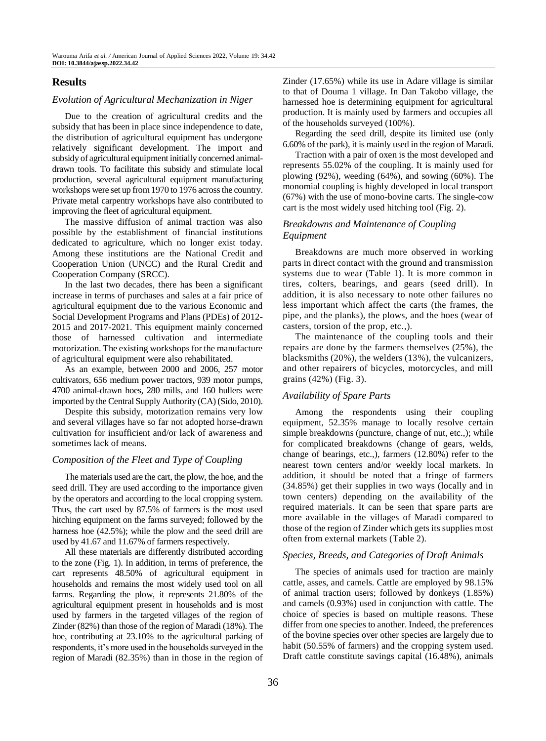## Results

### *Evolution of Agricultural Mechanization in Niger*

Due to the creation of agricultural credits and the subsidy that has been in place since independence to date, the distribution of agricultural equipment has undergone relatively significant development. The import and subsidy of agricultural equipment initially concerned animal-drawn tools. To facilitate this subsidy and stimulate local production, several agricultural equipment manufacturing workshops were set up from 1970 to 1976 across the country. Private metal carpentry workshops have also contributed to improving the fleet of agricultural equipment.

The massive diffusion of animal traction was also possible by the establishment of financial institutions dedicated to agriculture, which no longer exist today. Among these institutions are the National Credit and Cooperation Union (UNCC) and the Rural Credit and Cooperation Company (SRCC).

In the last two decades, there has been a significant increase in terms of purchases and sales at a fair price of agricultural equipment due to the various Economic and Social Development Programs and Plans (PDEs) of 2012-2015 and 2017-2021. This equipment mainly concerned those of harnessed cultivation and intermediate motorization. The existing workshops for the manufacture of agricultural equipment were also rehabilitated.

As an example, between 2000 and 2006, 257 motor cultivators, 656 medium power tractors, 939 motor pumps, 4700 animal-drawn hoes, 280 mills, and 160 hullers were imported by the Central Supply Authority (CA) (Sido, 2010).

Despite this subsidy, motorization remains very low and several villages have so far not adopted horse-drawn cultivation for insufficient and/or lack of awareness and sometimes lack of means.

### *Composition of the Fleet and Type of Coupling*

The materials used are the cart, the plow, the hoe, and the seed drill. They are used according to the importance given by the operators and according to the local cropping system. Thus, the cart used by 87.5% of farmers is the most used hitching equipment on the farms surveyed; followed by the harness hoe (42.5%); while the plow and the seed drill are used by 41.67 and 11.67% of farmers respectively.

All these materials are differently distributed according to the zone (Fig. 1). In addition, in terms of preference, the cart represents 48.50% of agricultural equipment in households and remains the most widely used tool on all farms. Regarding the plow, it represents 21.80% of the agricultural equipment present in households and is most used by farmers in the targeted villages of the region of Zinder (82%) than those of the region of Maradi (18%). The hoe, contributing at 23.10% to the agricultural parking of respondents, it's more used in the households surveyed in the region of Maradi (82.35%) than in those in the region of Zinder (17.65%) while its use in Adare village is similar to that of Douma 1 village. In Dan Takobo village, the harnessed hoe is determining equipment for agricultural production. It is mainly used by farmers and occupies all of the households surveyed (100%).

Regarding the seed drill, despite its limited use (only 6.60% of the park), it is mainly used in the region of Maradi.

Traction with a pair of oxen is the most developed and represents 55.02% of the coupling. It is mainly used for plowing (92%), weeding (64%), and sowing (60%). The monomial coupling is highly developed in local transport (67%) with the use of mono-bovine carts. The single-cow cart is the most widely used hitching tool (Fig. 2).

### *Breakdowns and Maintenance of Coupling Equipment*

Breakdowns are much more observed in working parts in direct contact with the ground and transmission systems due to wear (Table 1). It is more common in tires, colters, bearings, and gears (seed drill). In addition, it is also necessary to note other failures no less important which affect the carts (the frames, the pipe, and the planks), the plows, and the hoes (wear of casters, torsion of the prop, etc.,).

The maintenance of the coupling tools and their repairs are done by the farmers themselves (25%), the blacksmiths (20%), the welders (13%), the vulcanizers, and other repairers of bicycles, motorcycles, and mill grains (42%) (Fig. 3).

### *Availability of Spare Parts*

Among the respondents using their coupling equipment, 52.35% manage to locally resolve certain simple breakdowns (puncture, change of nut, etc.,); while for complicated breakdowns (change of gears, welds, change of bearings, etc.,), farmers (12.80%) refer to the nearest town centers and/or weekly local markets. In addition, it should be noted that a fringe of farmers (34.85%) get their supplies in two ways (locally and in town centers) depending on the availability of the required materials. It can be seen that spare parts are more available in the villages of Maradi compared to those of the region of Zinder which gets its supplies most often from external markets (Table 2).

### *Species, Breeds, and Categories of Draft Animals*

The species of animals used for traction are mainly cattle, asses, and camels. Cattle are employed by 98.15% of animal traction users; followed by donkeys (1.85%) and camels (0.93%) used in conjunction with cattle. The choice of species is based on multiple reasons. These differ from one species to another. Indeed, the preferences of the bovine species over other species are largely due to habit (50.55% of farmers) and the cropping system used. Draft cattle constitute savings capital (16.48%), animals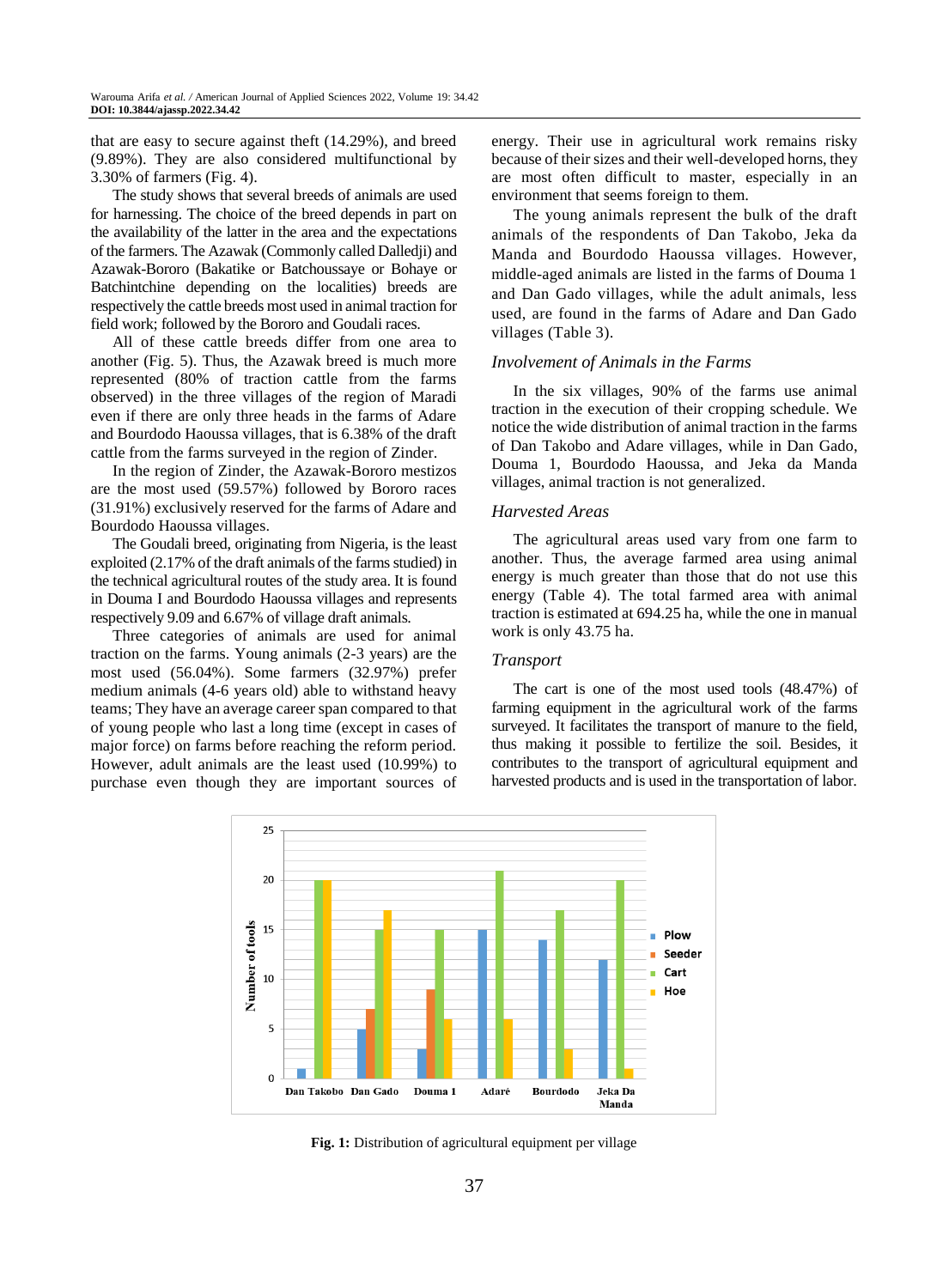that are easy to secure against theft (14.29%), and breed (9.89%). They are also considered multifunctional by 3.30% of farmers (Fig. 4).

The study shows that several breeds of animals are used for harnessing. The choice of the breed depends in part on the availability of the latter in the area and the expectations of the farmers. The Azawak (Commonly called Dalledji) and Azawak-Bororo (Bakatike or Batchoussaye or Bohaye or Batchintchine depending on the localities) breeds are respectively the cattle breeds most used in animal traction for field work; followed by the Bororo and Goudali races.

All of these cattle breeds differ from one area to another (Fig. 5). Thus, the Azawak breed is much more represented (80% of traction cattle from the farms observed) in the three villages of the region of Maradi even if there are only three heads in the farms of Adare and Bourdodo Haoussa villages, that is 6.38% of the draft cattle from the farms surveyed in the region of Zinder.

In the region of Zinder, the Azawak-Bororo mestizos are the most used (59.57%) followed by Bororo races (31.91%) exclusively reserved for the farms of Adare and Bourdodo Haoussa villages.

The Goudali breed, originating from Nigeria, is the least exploited (2.17% of the draft animals of the farms studied) in the technical agricultural routes of the study area. It is found in Douma I and Bourdodo Haoussa villages and represents respectively 9.09 and 6.67% of village draft animals.

Three categories of animals are used for animal traction on the farms. Young animals (2-3 years) are the most used (56.04%). Some farmers (32.97%) prefer medium animals (4-6 years old) able to withstand heavy teams; They have an average career span compared to that of young people who last a long time (except in cases of major force) on farms before reaching the reform period. However, adult animals are the least used (10.99%) to purchase even though they are important sources of energy. Their use in agricultural work remains risky because of their sizes and their well-developed horns, they are most often difficult to master, especially in an environment that seems foreign to them.

The young animals represent the bulk of the draft animals of the respondents of Dan Takobo, Jeka da Manda and Bourdodo Haoussa villages. However, middle-aged animals are listed in the farms of Douma 1 and Dan Gado villages, while the adult animals, less used, are found in the farms of Adare and Dan Gado villages (Table 3).

### *Involvement of Animals in the Farms*

In the six villages, 90% of the farms use animal traction in the execution of their cropping schedule. We notice the wide distribution of animal traction in the farms of Dan Takobo and Adare villages, while in Dan Gado, Douma 1, Bourdodo Haoussa, and Jeka da Manda villages, animal traction is not generalized.

### *Harvested Areas*

The agricultural areas used vary from one farm to another. Thus, the average farmed area using animal energy is much greater than those that do not use this energy (Table 4). The total farmed area with animal traction is estimated at 694.25 ha, while the one in manual work is only 43.75 ha.

### *Transport*

The cart is one of the most used tools (48.47%) of farming equipment in the agricultural work of the farms surveyed. It facilitates the transport of manure to the field, thus making it possible to fertilize the soil. Besides, it contributes to the transport of agricultural equipment and harvested products and is used in the transportation of labor.

**Fig. 1:** Distribution of agricultural equipment per village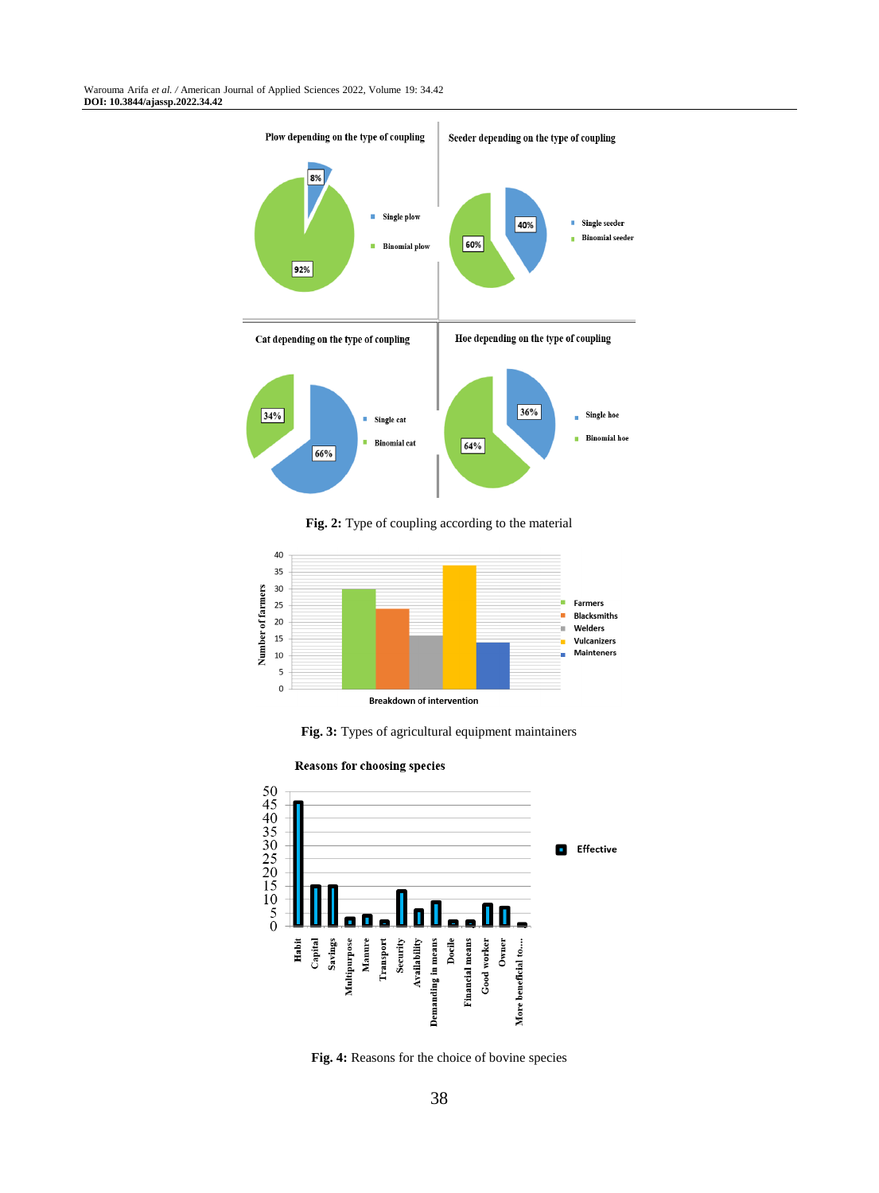Plow depending on the type of coupling

Seeder depending on the type of coupling

Cat depending on the type of coupling

Hoe depending on the type of coupling

**Fig. 2:** Type of coupling according to the material

**Fig. 3:** Types of agricultural equipment maintainers

Reasons for choosing species

**Fig. 4:** Reasons for the choice of bovine species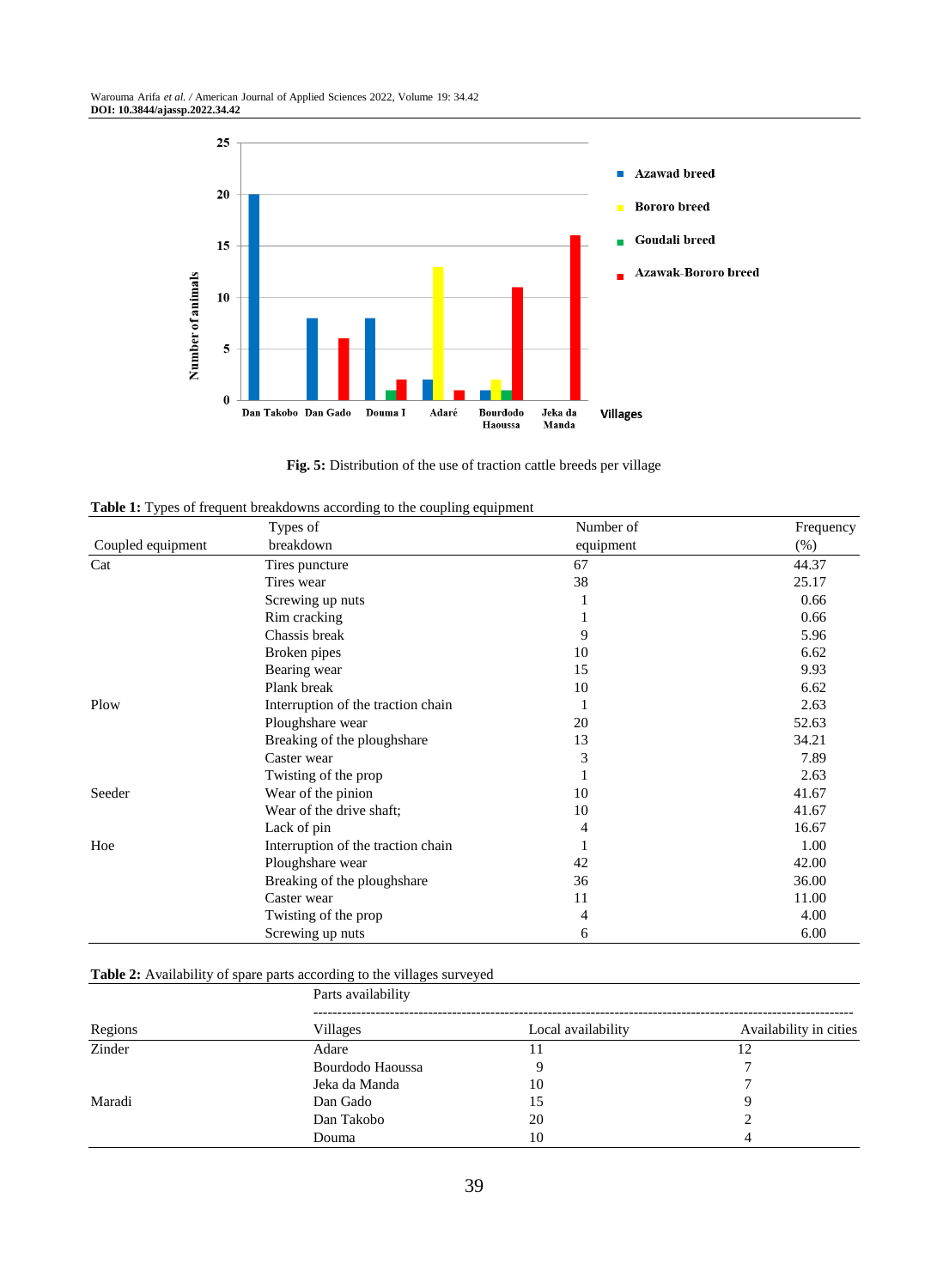Fig. 5: Distribution of the use of traction cattle breeds per village

**Table 1:** Types of frequent breakdowns according to the coupling equipment

| Coupled equipment | Types of breakdown | Number of equipment | Frequency (%) |
|---|---|---|---|
| Cat | Tires puncture | 67 | 44.37 |
| | Tires wear | 38 | 25.17 |
| | Screwing up nuts | 1 | 0.66 |
| | Rim cracking | 1 | 0.66 |
| | Chassis break | 9 | 5.96 |
| | Broken pipes | 10 | 6.62 |
| | Bearing wear | 15 | 9.93 |
| | Plank break | 10 | 6.62 |
| Plow | Interruption of the traction chain | 1 | 2.63 |
| | Ploughshare wear | 20 | 52.63 |
| | Breaking of the ploughshare | 13 | 34.21 |
| | Caster wear | 3 | 7.89 |
| | Twisting of the prop | 1 | 2.63 |
| Seeder | Wear of the pinion | 10 | 41.67 |
| | Wear of the drive shaft; | 10 | 41.67 |
| | Lack of pin | 4 | 16.67 |
| Hoe | Interruption of the traction chain | 1 | 1.00 |
| | Ploughshare wear | 42 | 42.00 |
| | Breaking of the ploughshare | 36 | 36.00 |
| | Caster wear | 11 | 11.00 |
| | Twisting of the prop | 4 | 4.00 |
| | Screwing up nuts | 6 | 6.00 |

**Table 2:** Availability of spare parts according to the villages surveyed

| Regions | Parts availability | | |
|---|---|---|---|
| | Villages | Local availability | Availability in cities |
| Zinder | Adare | 11 | 12 |
| | Bourdodo Haoussa | 9 | 7 |
| | Jeka da Manda | 10 | 7 |
| Maradi | Dan Gado | 15 | 9 |
| | Dan Takobo | 20 | 2 |
| | Douma | 10 | 4 |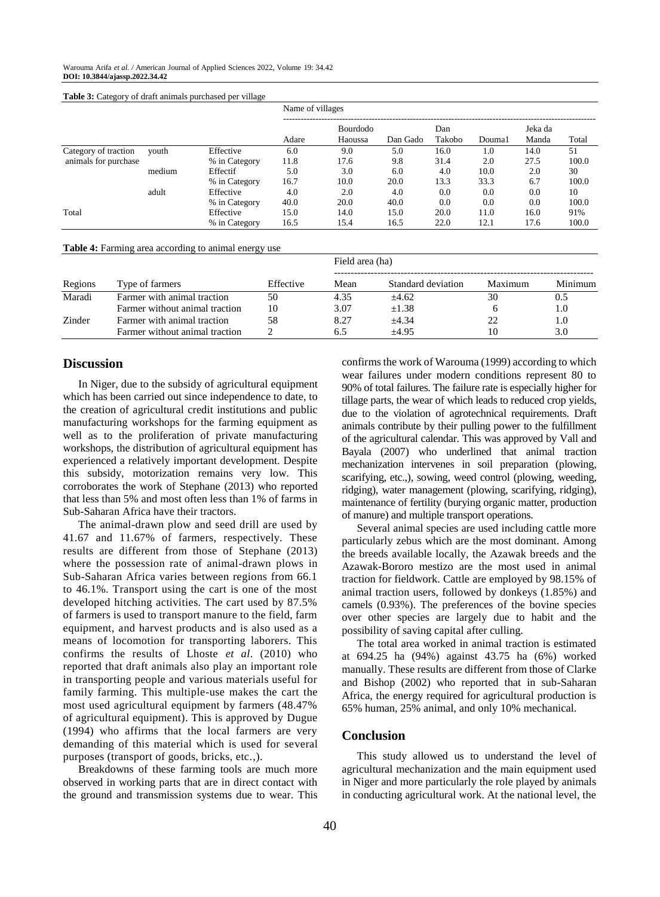**Table 3:** Category of draft animals purchased per village

| | | | Name of villages | | | | | | |
|---|---|---|---|---|---|---|---|---|---|
| | | | Adare | Bourdodo Haoussa | Dan Gado | Dan Takobo | Douma1 | Jeka da Manda | Total |
| Category of traction animals for purchase | youth | Effective | 6.0 | 9.0 | 5.0 | 16.0 | 1.0 | 14.0 | 51 |
| | | % in Category | 11.8 | 17.6 | 9.8 | 31.4 | 2.0 | 27.5 | 100.0 |
| | medium | Effectif | 5.0 | 3.0 | 6.0 | 4.0 | 10.0 | 2.0 | 30 |
| | | % in Category | 16.7 | 10.0 | 20.0 | 13.3 | 33.3 | 6.7 | 100.0 |
| | adult | Effective | 4.0 | 2.0 | 4.0 | 0.0 | 0.0 | 0.0 | 10 |
| | | % in Category | 40.0 | 20.0 | 40.0 | 0.0 | 0.0 | 0.0 | 100.0 |
| Total | | Effective | 15.0 | 14.0 | 15.0 | 20.0 | 11.0 | 16.0 | 91% |
| | | % in Category | 16.5 | 15.4 | 16.5 | 22.0 | 12.1 | 17.6 | 100.0 |

**Table 4:** Farming area according to animal energy use

| | | | Field area (ha) | | | |
|---|---|---|---|---|---|---|
| Regions | Type of farmers | Effective | Mean | Standard deviation | Maximum | Minimum |
| Maradi | Farmer with animal traction | 50 | 4.35 | ±4.62 | 30 | 0.5 |
| | Farmer without animal traction | 10 | 3.07 | ±1.38 | 6 | 1.0 |
| Zinder | Farmer with animal traction | 58 | 8.27 | ±4.34 | 22 | 1.0 |
| | Farmer without animal traction | 2 | 6.5 | ±4.95 | 10 | 3.0 |

## Discussion

In Niger, due to the subsidy of agricultural equipment which has been carried out since independence to date, to the creation of agricultural credit institutions and public manufacturing workshops for the farming equipment as well as to the proliferation of private manufacturing workshops, the distribution of agricultural equipment has experienced a relatively important development. Despite this subsidy, motorization remains very low. This corroborates the work of Stephane (2013) who reported that less than 5% and most often less than 1% of farms in Sub-Saharan Africa have their tractors.

The animal-drawn plow and seed drill are used by 41.67 and 11.67% of farmers, respectively. These results are different from those of Stephane (2013) where the possession rate of animal-drawn plows in Sub-Saharan Africa varies between regions from 66.1 to 46.1%. Transport using the cart is one of the most developed hitching activities. The cart used by 87.5% of farmers is used to transport manure to the field, farm equipment, and harvest products and is also used as a means of locomotion for transporting laborers. This confirms the results of Lhoste *et al*. (2010) who reported that draft animals also play an important role in transporting people and various materials useful for family farming. This multiple-use makes the cart the most used agricultural equipment by farmers (48.47% of agricultural equipment). This is approved by Dugue (1994) who affirms that the local farmers are very demanding of this material which is used for several purposes (transport of goods, bricks, etc.,).

Breakdowns of these farming tools are much more observed in working parts that are in direct contact with the ground and transmission systems due to wear. This confirms the work of Warouma (1999) according to which wear failures under modern conditions represent 80 to 90% of total failures. The failure rate is especially higher for tillage parts, the wear of which leads to reduced crop yields, due to the violation of agrotechnical requirements. Draft animals contribute by their pulling power to the fulfillment of the agricultural calendar. This was approved by Vall and Bayala (2007) who underlined that animal traction mechanization intervenes in soil preparation (plowing, scarifying, etc.,), sowing, weed control (plowing, weeding, ridging), water management (plowing, scarifying, ridging), maintenance of fertility (burying organic matter, production of manure) and multiple transport operations.

Several animal species are used including cattle more particularly zebus which are the most dominant. Among the breeds available locally, the Azawak breeds and the Azawak-Bororo mestizo are the most used in animal traction for fieldwork. Cattle are employed by 98.15% of animal traction users, followed by donkeys (1.85%) and camels (0.93%). The preferences of the bovine species over other species are largely due to habit and the possibility of saving capital after culling.

The total area worked in animal traction is estimated at 694.25 ha (94%) against 43.75 ha (6%) worked manually. These results are different from those of Clarke and Bishop (2002) who reported that in sub-Saharan Africa, the energy required for agricultural production is 65% human, 25% animal, and only 10% mechanical.

## Conclusion

This study allowed us to understand the level of agricultural mechanization and the main equipment used in Niger and more particularly the role played by animals in conducting agricultural work. At the national level, the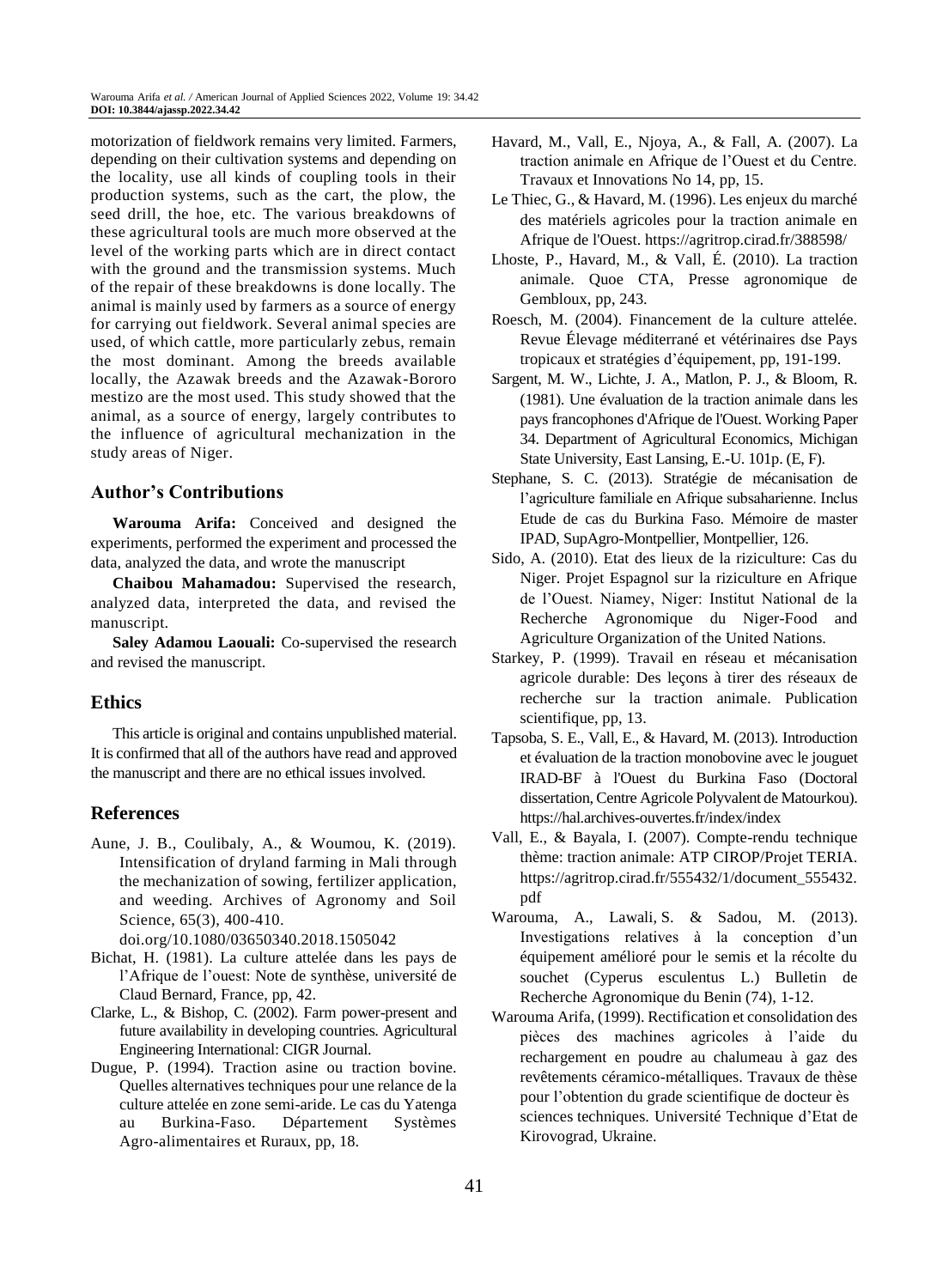motorization of fieldwork remains very limited. Farmers, depending on their cultivation systems and depending on the locality, use all kinds of coupling tools in their production systems, such as the cart, the plow, the seed drill, the hoe, etc. The various breakdowns of these agricultural tools are much more observed at the level of the working parts which are in direct contact with the ground and the transmission systems. Much of the repair of these breakdowns is done locally. The animal is mainly used by farmers as a source of energy for carrying out fieldwork. Several animal species are used, of which cattle, more particularly zebus, remain the most dominant. Among the breeds available locally, the Azawak breeds and the Azawak-Bororo mestizo are the most used. This study showed that the animal, as a source of energy, largely contributes to the influence of agricultural mechanization in the study areas of Niger.

## Author's Contributions

**Warouma Arifa:** Conceived and designed the experiments, performed the experiment and processed the data, analyzed the data, and wrote the manuscript

**Chaibou Mahamadou:** Supervised the research, analyzed data, interpreted the data, and revised the manuscript.

**Saley Adamou Laouali:** Co-supervised the research and revised the manuscript.

## Ethics

This article is original and contains unpublished material. It is confirmed that all of the authors have read and approved the manuscript and there are no ethical issues involved.

## References

Aune, J. B., Coulibaly, A., & Woumou, K. (2019). Intensification of dryland farming in Mali through the mechanization of sowing, fertilizer application, and weeding. Archives of Agronomy and Soil Science, 65(3), 400-410. doi.org/10.1080/03650340.2018.1505042

Bichat, H. (1981). La culture attelée dans les pays de l'Afrique de l'ouest: Note de synthèse, université de Claud Bernard, France, pp, 42.

Clarke, L., & Bishop, C. (2002). Farm power-present and future availability in developing countries. Agricultural Engineering International: CIGR Journal.

Dugue, P. (1994). Traction asine ou traction bovine. Quelles alternatives techniques pour une relance de la culture attelée en zone semi-aride. Le cas du Yatenga au Burkina-Faso. Département Systèmes Agro-alimentaires et Ruraux, pp, 18.

Havard, M., Vall, E., Njoya, A., & Fall, A. (2007). La traction animale en Afrique de l'Ouest et du Centre. Travaux et Innovations No 14, pp, 15.

Le Thiec, G., & Havard, M. (1996). Les enjeux du marché des matériels agricoles pour la traction animale en Afrique de l'Ouest. https://agritrop.cirad.fr/388598/

Lhoste, P., Havard, M., & Vall, É. (2010). La traction animale. Quoe CTA, Presse agronomique de Gembloux, pp, 243.

Roesch, M. (2004). Financement de la culture attelée. Revue Élevage méditerrané et vétérinaires dse Pays tropicaux et stratégies d'équipement, pp, 191-199.

Sargent, M. W., Lichte, J. A., Matlon, P. J., & Bloom, R. (1981). Une évaluation de la traction animale dans les pays francophones d'Afrique de l'Ouest. Working Paper 34. Department of Agricultural Economics, Michigan State University, East Lansing, E.-U. 101p. (E, F).

Stephane, S. C. (2013). Stratégie de mécanisation de l'agriculture familiale en Afrique subsaharienne. Inclus Etude de cas du Burkina Faso. Mémoire de master IPAD, SupAgro-Montpellier, Montpellier, 126.

Sido, A. (2010). Etat des lieux de la riziculture: Cas du Niger. Projet Espagnol sur la riziculture en Afrique de l'Ouest. Niamey, Niger: Institut National de la Recherche Agronomique du Niger-Food and Agriculture Organization of the United Nations.

Starkey, P. (1999). Travail en réseau et mécanisation agricole durable: Des leçons à tirer des réseaux de recherche sur la traction animale. Publication scientifique, pp, 13.

Tapsoba, S. E., Vall, E., & Havard, M. (2013). Introduction et évaluation de la traction monobovine avec le jouguet IRAD-BF à l'Ouest du Burkina Faso (Doctoral dissertation, Centre Agricole Polyvalent de Matourkou). https://hal.archives-ouvertes.fr/index/index

Vall, E., & Bayala, I. (2007). Compte-rendu technique thème: traction animale: ATP CIROP/Projet TERIA. https://agritrop.cirad.fr/555432/1/document_555432.pdf

Warouma, A., Lawali, S. & Sadou, M. (2013). Investigations relatives à la conception d'un équipement amélioré pour le semis et la récolte du souchet (Cyperus esculentus L.) Bulletin de Recherche Agronomique du Benin (74), 1-12.

Warouma Arifa, (1999). Rectification et consolidation des pièces des machines agricoles à l'aide du rechargement en poudre au chalumeau à gaz des revêtements céramico-métalliques. Travaux de thèse pour l'obtention du grade scientifique de docteur ès sciences techniques. Université Technique d'Etat de Kirovograd, Ukraine.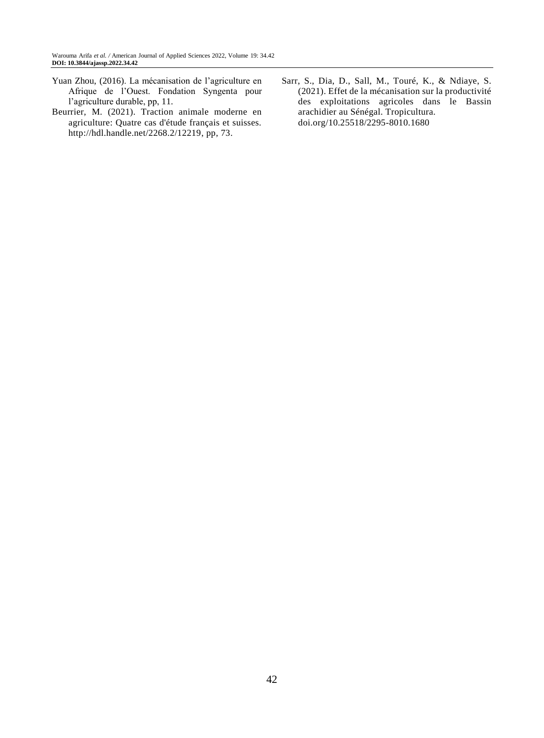Yuan Zhou, (2016). La mécanisation de l'agriculture en Afrique de l'Ouest. Fondation Syngenta pour l'agriculture durable, pp, 11.

Beurrier, M. (2021). Traction animale moderne en agriculture: Quatre cas d'étude français et suisses. http://hdl.handle.net/2268.2/12219, pp, 73.

Sarr, S., Dia, D., Sall, M., Touré, K., & Ndiaye, S. (2021). Effet de la mécanisation sur la productivité des exploitations agricoles dans le Bassin arachidier au Sénégal. Tropicultura. doi.org/10.25518/2295-8010.1680